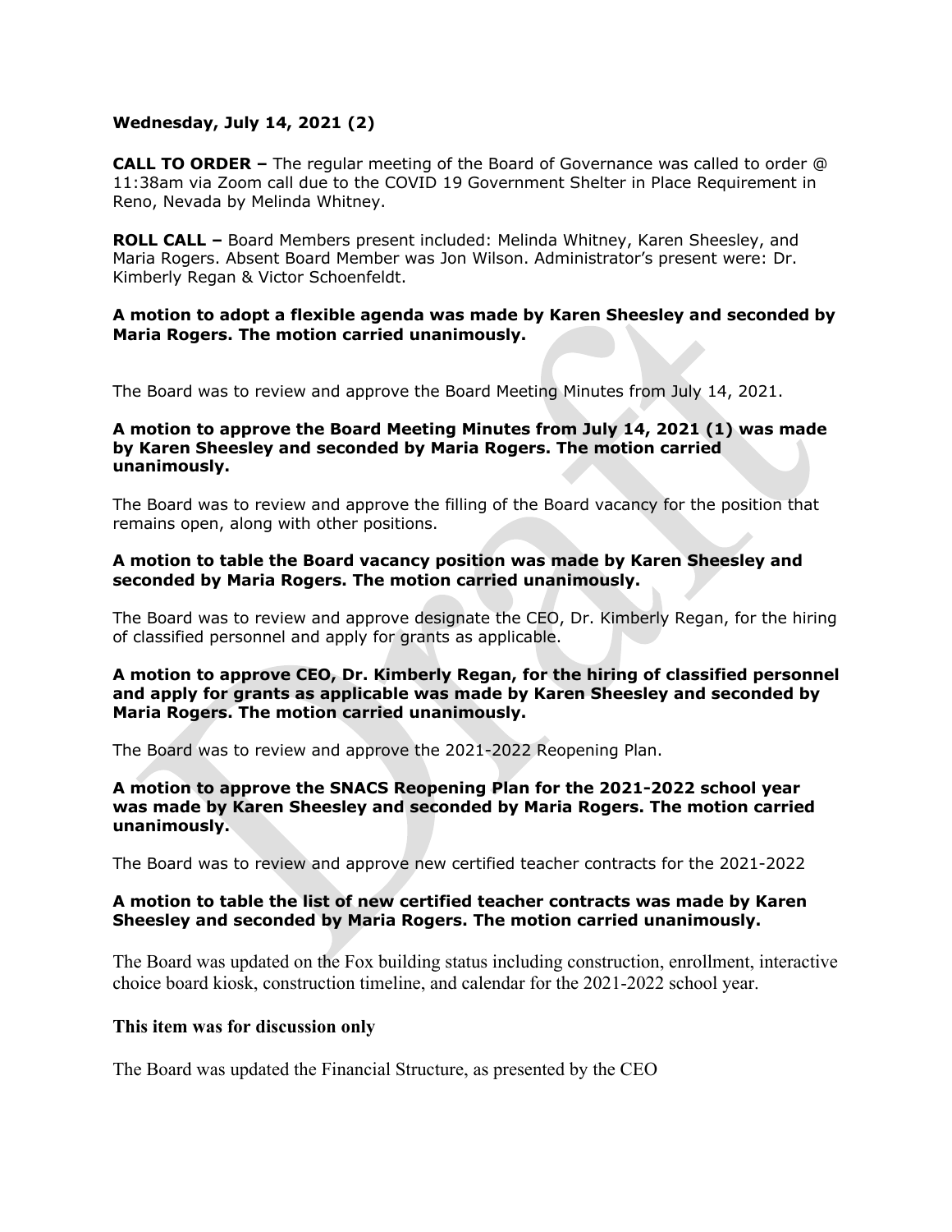**Wednesday, July 14, 2021 (2)**

**CALL TO ORDER –** The regular meeting of the Board of Governance was called to order @ 11:38am via Zoom call due to the COVID 19 Government Shelter in Place Requirement in Reno, Nevada by Melinda Whitney.

**ROLL CALL –** Board Members present included: Melinda Whitney, Karen Sheesley, and Maria Rogers. Absent Board Member was Jon Wilson. Administrator's present were: Dr. Kimberly Regan & Victor Schoenfeldt.

**A motion to adopt a flexible agenda was made by Karen Sheesley and seconded by Maria Rogers. The motion carried unanimously.**

The Board was to review and approve the Board Meeting Minutes from July 14, 2021.

**A motion to approve the Board Meeting Minutes from July 14, 2021 (1) was made by Karen Sheesley and seconded by Maria Rogers. The motion carried unanimously.**

The Board was to review and approve the filling of the Board vacancy for the position that remains open, along with other positions.

**A motion to table the Board vacancy position was made by Karen Sheesley and seconded by Maria Rogers. The motion carried unanimously.**

The Board was to review and approve designate the CEO, Dr. Kimberly Regan, for the hiring of classified personnel and apply for grants as applicable.

**A motion to approve CEO, Dr. Kimberly Regan, for the hiring of classified personnel and apply for grants as applicable was made by Karen Sheesley and seconded by Maria Rogers. The motion carried unanimously.**

The Board was to review and approve the 2021-2022 Reopening Plan.

**A motion to approve the SNACS Reopening Plan for the 2021-2022 school year was made by Karen Sheesley and seconded by Maria Rogers. The motion carried unanimously.**

The Board was to review and approve new certified teacher contracts for the 2021-2022

**A motion to table the list of new certified teacher contracts was made by Karen Sheesley and seconded by Maria Rogers. The motion carried unanimously.**

The Board was updated on the Fox building status including construction, enrollment, interactive choice board kiosk, construction timeline, and calendar for the 2021-2022 school year.

**This item was for discussion only**

The Board was updated the Financial Structure, as presented by the CEO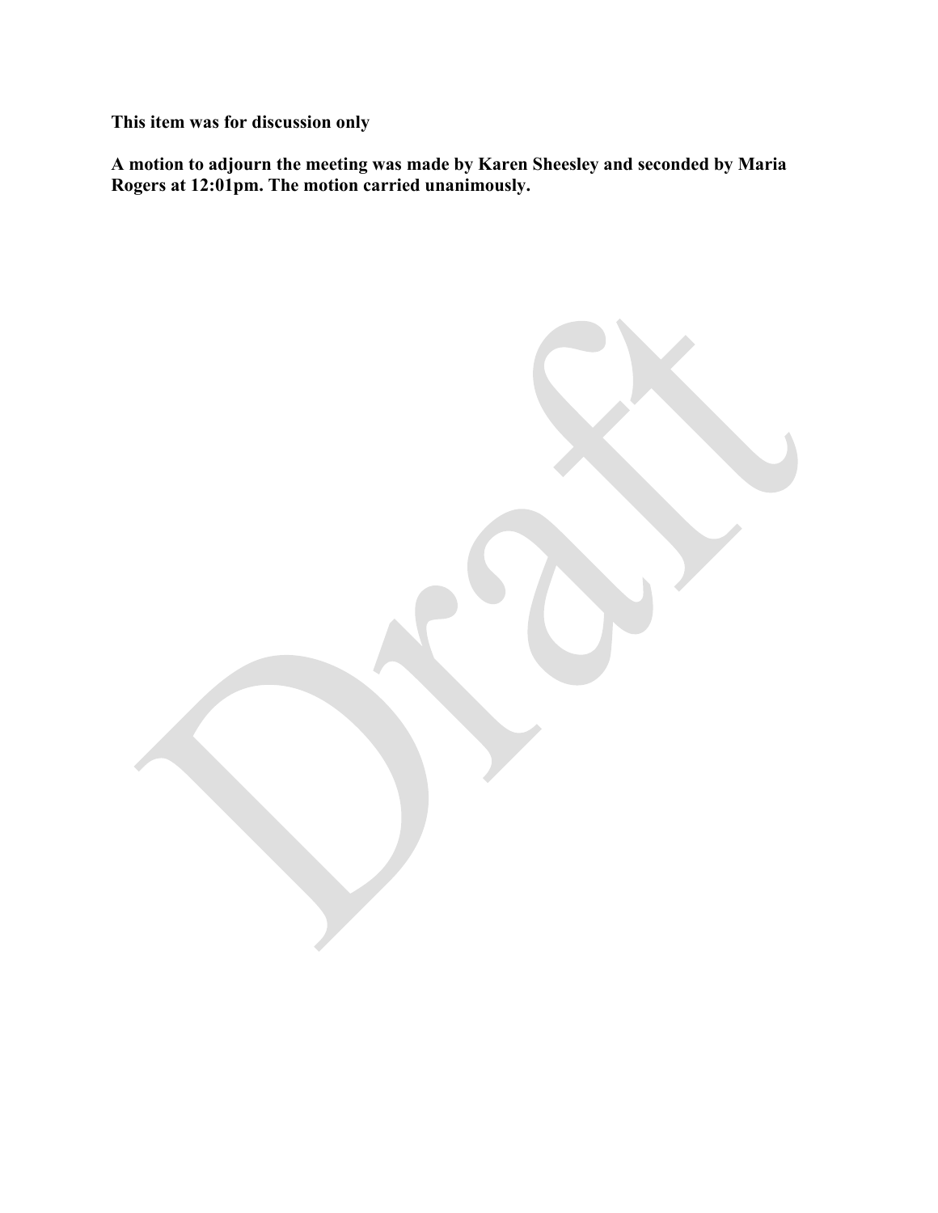**This item was for discussion only**

**A motion to adjourn the meeting was made by Karen Sheesley and seconded by Maria Rogers at 12:01pm. The motion carried unanimously.**